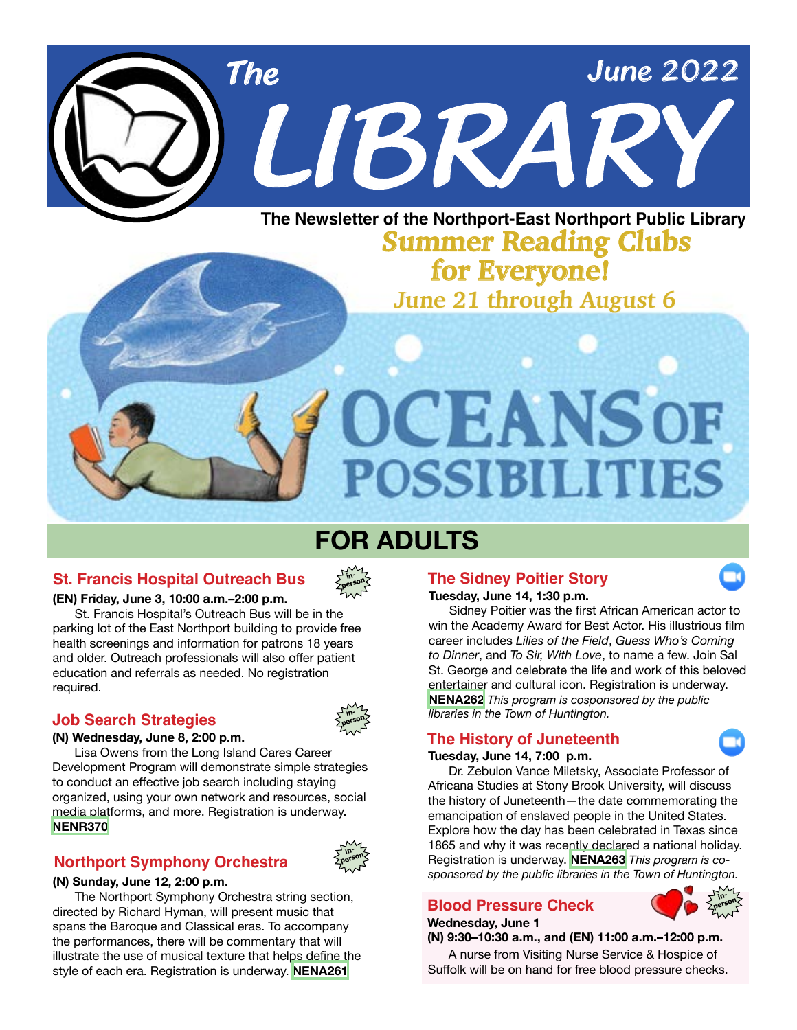# The LIBRARY

June 2022

**The Newsletter of the Northport-East Northport Public Library**

## Summer Reading Clubs for Everyone!

*June 21 through August 6*

# OCEANS OF POSSIBILITIES

## FOR ADULTS

### St. Francis Hospital Outreach Bus

in-person

**(EN) Friday, June 3, 10:00 a.m.–2:00 p.m.**

St. Francis Hospital's Outreach Bus will be in the parking lot of the East Northport building to provide free health screenings and information for patrons 18 years and older. Outreach professionals will also offer patient education and referrals as needed. No registration required.

### Job Search Strategies

in-person

**(N) Wednesday, June 8, 2:00 p.m.**

Lisa Owens from the Long Island Cares Career Development Program will demonstrate simple strategies to conduct an effective job search including staying organized, using your own network and resources, social media platforms, and more. Registration is underway. **NENR370**

### Northport Symphony Orchestra

in-person

**(N) Sunday, June 12, 2:00 p.m.**

The Northport Symphony Orchestra string section, directed by Richard Hyman, will present music that spans the Baroque and Classical eras. To accompany the performances, there will be commentary that will illustrate the use of musical texture that helps define the style of each era. Registration is underway. **NENA261**

### The Sidney Poitier Story

**Tuesday, June 14, 1:30 p.m.**

Sidney Poitier was the first African American actor to win the Academy Award for Best Actor. His illustrious film career includes *Lilies of the Field*, *Guess Who's Coming to Dinner*, and *To Sir, With Love*, to name a few. Join Sal St. George and celebrate the life and work of this beloved entertainer and cultural icon. Registration is underway. **NENA262** *This program is cosponsored by the public libraries in the Town of Huntington.*

### The History of Juneteenth

**Tuesday, June 14, 7:00 p.m.**

Dr. Zebulon Vance Miletsky, Associate Professor of Africana Studies at Stony Brook University, will discuss the history of Juneteenth—the date commemorating the emancipation of enslaved people in the United States. Explore how the day has been celebrated in Texas since 1865 and why it was recently declared a national holiday. Registration is underway. **NENA263** *This program is co-sponsored by the public libraries in the Town of Huntington.*

### Blood Pressure Check

in-person

**Wednesday, June 1**

**(N) 9:30–10:30 a.m., and (EN) 11:00 a.m.–12:00 p.m.**

A nurse from Visiting Nurse Service & Hospice of Suffolk will be on hand for free blood pressure checks.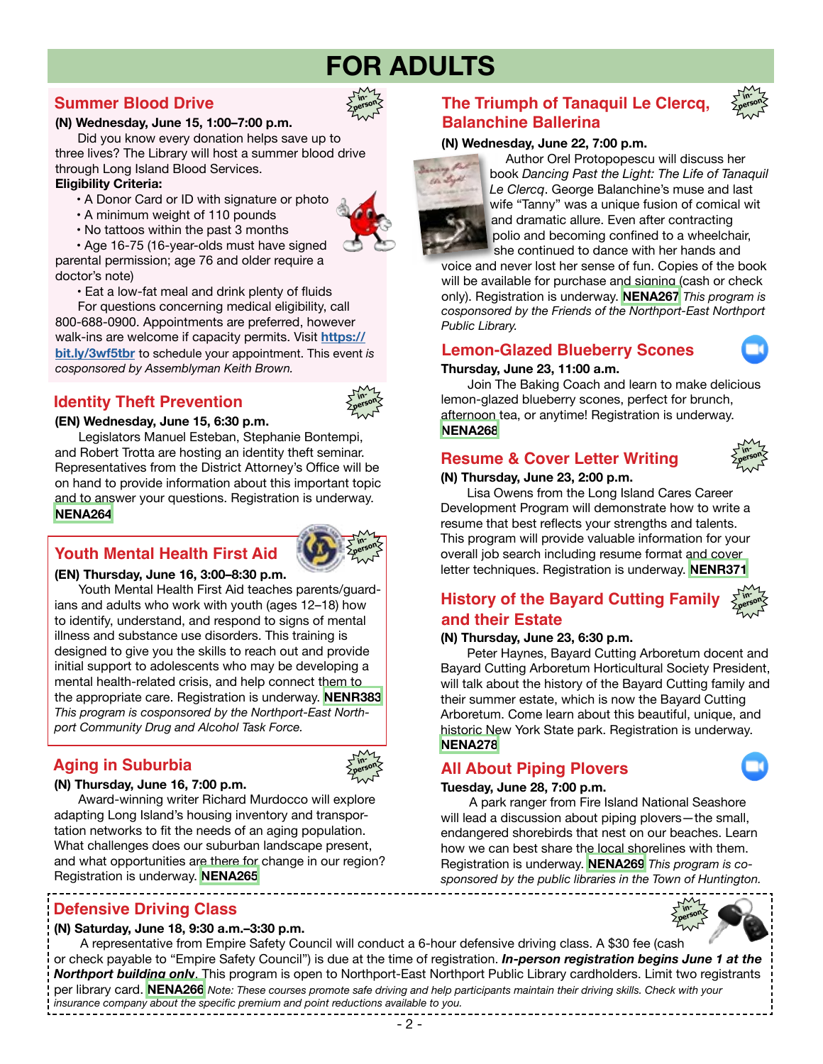# FOR ADULTS

## Summer Blood Drive

**(N) Wednesday, June 15, 1:00–7:00 p.m.**

Did you know every donation helps save up to three lives? The Library will host a summer blood drive through Long Island Blood Services.

**Eligibility Criteria:**

- A Donor Card or ID with signature or photo
- A minimum weight of 110 pounds
- No tattoos within the past 3 months
- Age 16-75 (16-year-olds must have signed parental permission; age 76 and older require a doctor's note)
- Eat a low-fat meal and drink plenty of fluids

For questions concerning medical eligibility, call 800-688-0900. Appointments are preferred, however walk-ins are welcome if capacity permits. Visit **https://bit.ly/3wf5tbr** to schedule your appointment. This event *is cosponsored by Assemblyman Keith Brown.*

## Identity Theft Prevention

**(EN) Wednesday, June 15, 6:30 p.m.**

Legislators Manuel Esteban, Stephanie Bontempi, and Robert Trotta are hosting an identity theft seminar. Representatives from the District Attorney's Office will be on hand to provide information about this important topic and to answer your questions. Registration is underway. **NENA264**

## Youth Mental Health First Aid

**(EN) Thursday, June 16, 3:00–8:30 p.m.**

Youth Mental Health First Aid teaches parents/guardians and adults who work with youth (ages 12–18) how to identify, understand, and respond to signs of mental illness and substance use disorders. This training is designed to give you the skills to reach out and provide initial support to adolescents who may be developing a mental health-related crisis, and help connect them to the appropriate care. Registration is underway. **NENR383** *This program is cosponsored by the Northport-East Northport Community Drug and Alcohol Task Force.*

## Aging in Suburbia

**(N) Thursday, June 16, 7:00 p.m.**

Award-winning writer Richard Murdocco will explore adapting Long Island's housing inventory and transportation networks to fit the needs of an aging population. What challenges does our suburban landscape present, and what opportunities are there for change in our region? Registration is underway. **NENA265**

## The Triumph of Tanaquil Le Clercq, Balanchine Ballerina

**(N) Wednesday, June 22, 7:00 p.m.**

Author Orel Protopopescu will discuss her book *Dancing Past the Light: The Life of Tanaquil Le Clercq*. George Balanchine's muse and last wife "Tanny" was a unique fusion of comical wit and dramatic allure. Even after contracting polio and becoming confined to a wheelchair, she continued to dance with her hands and voice and never lost her sense of fun. Copies of the book will be available for purchase and signing (cash or check only). Registration is underway. **NENA267** *This program is cosponsored by the Friends of the Northport-East Northport Public Library.*

## Lemon-Glazed Blueberry Scones

**Thursday, June 23, 11:00 a.m.**

Join The Baking Coach and learn to make delicious lemon-glazed blueberry scones, perfect for brunch, afternoon tea, or anytime! Registration is underway. **NENA268**

## Resume & Cover Letter Writing

**(N) Thursday, June 23, 2:00 p.m.**

Lisa Owens from the Long Island Cares Career Development Program will demonstrate how to write a resume that best reflects your strengths and talents. This program will provide valuable information for your overall job search including resume format and cover letter techniques. Registration is underway. **NENR371**

## History of the Bayard Cutting Family and their Estate

**(N) Thursday, June 23, 6:30 p.m.**

Peter Haynes, Bayard Cutting Arboretum docent and Bayard Cutting Arboretum Horticultural Society President, will talk about the history of the Bayard Cutting family and their summer estate, which is now the Bayard Cutting Arboretum. Come learn about this beautiful, unique, and historic New York State park. Registration is underway. **NENA278**

## All About Piping Plovers

**Tuesday, June 28, 7:00 p.m.**

A park ranger from Fire Island National Seashore will lead a discussion about piping plovers—the small, endangered shorebirds that nest on our beaches. Learn how we can best share the local shorelines with them. Registration is underway. **NENA269** *This program is cosponsored by the public libraries in the Town of Huntington.*

## Defensive Driving Class

**(N) Saturday, June 18, 9:30 a.m.–3:30 p.m.**

A representative from Empire Safety Council will conduct a 6-hour defensive driving class. A $30 fee (cash or check payable to "Empire Safety Council") is due at the time of registration. ***In-person registration begins June 1 at the Northport building only***. This program is open to Northport-East Northport Public Library cardholders. Limit two registrants per library card. **NENA266** *Note: These courses promote safe driving and help participants maintain their driving skills. Check with your insurance company about the specific premium and point reductions available to you.*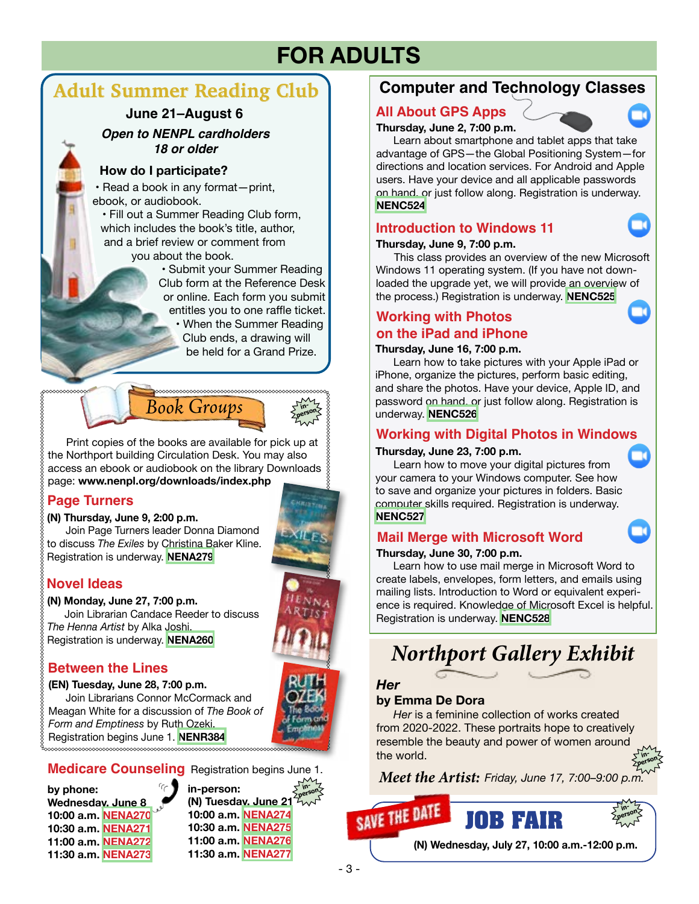# FOR ADULTS

## Adult Summer Reading Club

**June 21–August 6**

***Open to NENPL cardholders 18 or older***

**How do I participate?**

- Read a book in any format—print, ebook, or audiobook.
- Fill out a Summer Reading Club form, which includes the book's title, author, and a brief review or comment from you about the book.
- Submit your Summer Reading Club form at the Reference Desk or online. Each form you submit entitles you to one raffle ticket.
- When the Summer Reading Club ends, a drawing will be held for a Grand Prize.

## Book Groups

in-person

Print copies of the books are available for pick up at the Northport building Circulation Desk. You may also access an ebook or audiobook on the library Downloads page: **www.nenpl.org/downloads/index.php**

### Page Turners

**(N) Thursday, June 9, 2:00 p.m.**

Join Page Turners leader Donna Diamond to discuss *The Exiles* by Christina Baker Kline. Registration is underway. **NENA279**

### Novel Ideas

**(N) Monday, June 27, 7:00 p.m.**

Join Librarian Candace Reeder to discuss *The Henna Artist* by Alka Joshi. Registration is underway. **NENA260**

### Between the Lines

**(EN) Tuesday, June 28, 7:00 p.m.**

Join Librarians Connor McCormack and Meagan White for a discussion of *The Book of Form and Emptiness* by Ruth Ozeki. Registration begins June 1. **NENR384**

## Medicare Counseling

Registration begins June 1.

**by phone:**
**Wednesday, June 8**
**10:00 a.m. NENA270**
**10:30 a.m. NENA271**
**11:00 a.m. NENA272**
**11:30 a.m. NENA273**

**in-person:**
**(N) Tuesday, June 21**
**10:00 a.m. NENA274**
**10:30 a.m. NENA275**
**11:00 a.m. NENA276**
**11:30 a.m. NENA277**

## Computer and Technology Classes

### All About GPS Apps

**Thursday, June 2, 7:00 p.m.**

Learn about smartphone and tablet apps that take advantage of GPS—the Global Positioning System—for directions and location services. For Android and Apple users. Have your device and all applicable passwords on hand, or just follow along. Registration is underway. **NENC524**

### Introduction to Windows 11

**Thursday, June 9, 7:00 p.m.**

This class provides an overview of the new Microsoft Windows 11 operating system. (If you have not downloaded the upgrade yet, we will provide an overview of the process.) Registration is underway. **NENC525**

### Working with Photos on the iPad and iPhone

**Thursday, June 16, 7:00 p.m.**

Learn how to take pictures with your Apple iPad or iPhone, organize the pictures, perform basic editing, and share the photos. Have your device, Apple ID, and password on hand, or just follow along. Registration is underway. **NENC526**

### Working with Digital Photos in Windows

**Thursday, June 23, 7:00 p.m.**

Learn how to move your digital pictures from your camera to your Windows computer. See how to save and organize your pictures in folders. Basic computer skills required. Registration is underway. **NENC527**

### Mail Merge with Microsoft Word

**Thursday, June 30, 7:00 p.m.**

Learn how to use mail merge in Microsoft Word to create labels, envelopes, form letters, and emails using mailing lists. Introduction to Word or equivalent experience is required. Knowledge of Microsoft Excel is helpful. Registration is underway. **NENC528**

## Northport Gallery Exhibit

***Her***
**by Emma De Dora**

*Her* is a feminine collection of works created from 2020-2022. These portraits hope to creatively resemble the beauty and power of women around the world.

in-person

***Meet the Artist:*** *Friday, June 17, 7:00–9:00 p.m.*

## SAVE THE DATE JOB FAIR

in-person

**(N) Wednesday, July 27, 10:00 a.m.-12:00 p.m.**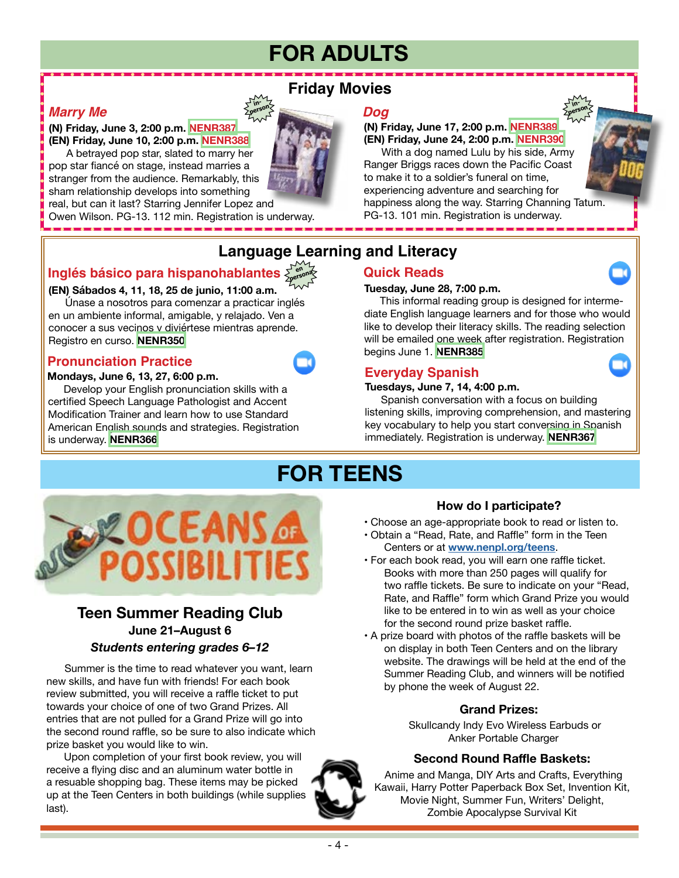# FOR ADULTS

## Friday Movies

### *Marry Me*

in-person

**(N) Friday, June 3, 2:00 p.m. NENR387**
**(EN) Friday, June 10, 2:00 p.m. NENR388**

A betrayed pop star, slated to marry her pop star fiancé on stage, instead marries a stranger from the audience. Remarkably, this sham relationship develops into something real, but can it last? Starring Jennifer Lopez and Owen Wilson. PG-13. 112 min. Registration is underway.

### *Dog*

in-person

**(N) Friday, June 17, 2:00 p.m. NENR389**
**(EN) Friday, June 24, 2:00 p.m. NENR390**

With a dog named Lulu by his side, Army Ranger Briggs races down the Pacific Coast to make it to a soldier's funeral on time, experiencing adventure and searching for happiness along the way. Starring Channing Tatum. PG-13. 101 min. Registration is underway.

## Language Learning and Literacy

### Inglés básico para hispanohablantes

en persona

**(EN) Sábados 4, 11, 18, 25 de junio, 11:00 a.m.**

Únase a nosotros para comenzar a practicar inglés en un ambiente informal, amigable, y relajado. Ven a conocer a sus vecinos y diviértese mientras aprende. Registro en curso. **NENR350**

### Pronunciation Practice

**Mondays, June 6, 13, 27, 6:00 p.m.**

Develop your English pronunciation skills with a certified Speech Language Pathologist and Accent Modification Trainer and learn how to use Standard American English sounds and strategies. Registration is underway. **NENR366**

### Quick Reads

**Tuesday, June 28, 7:00 p.m.**

This informal reading group is designed for intermediate English language learners and for those who would like to develop their literacy skills. The reading selection will be emailed one week after registration. Registration begins June 1. **NENR385**

### Everyday Spanish

**Tuesdays, June 7, 14, 4:00 p.m.**

Spanish conversation with a focus on building listening skills, improving comprehension, and mastering key vocabulary to help you start conversing in Spanish immediately. Registration is underway. **NENR367**

# FOR TEENS

OCEANS OF POSSIBILITIES

## Teen Summer Reading Club

**June 21–August 6**

***Students entering grades 6–12***

Summer is the time to read whatever you want, learn new skills, and have fun with friends! For each book review submitted, you will receive a raffle ticket to put towards your choice of one of two Grand Prizes. All entries that are not pulled for a Grand Prize will go into the second round raffle, so be sure to also indicate which prize basket you would like to win.

Upon completion of your first book review, you will receive a flying disc and an aluminum water bottle in a resuable shopping bag. These items may be picked up at the Teen Centers in both buildings (while supplies last).

### How do I participate?

- Choose an age-appropriate book to read or listen to.
- Obtain a "Read, Rate, and Raffle" form in the Teen Centers or at www.nenpl.org/teens.
- For each book read, you will earn one raffle ticket. Books with more than 250 pages will qualify for two raffle tickets. Be sure to indicate on your "Read, Rate, and Raffle" form which Grand Prize you would like to be entered in to win as well as your choice for the second round prize basket raffle.
- A prize board with photos of the raffle baskets will be on display in both Teen Centers and on the library website. The drawings will be held at the end of the Summer Reading Club, and winners will be notified by phone the week of August 22.

### Grand Prizes:

Skullcandy Indy Evo Wireless Earbuds or Anker Portable Charger

### Second Round Raffle Baskets:

Anime and Manga, DIY Arts and Crafts, Everything Kawaii, Harry Potter Paperback Box Set, Invention Kit, Movie Night, Summer Fun, Writers' Delight, Zombie Apocalypse Survival Kit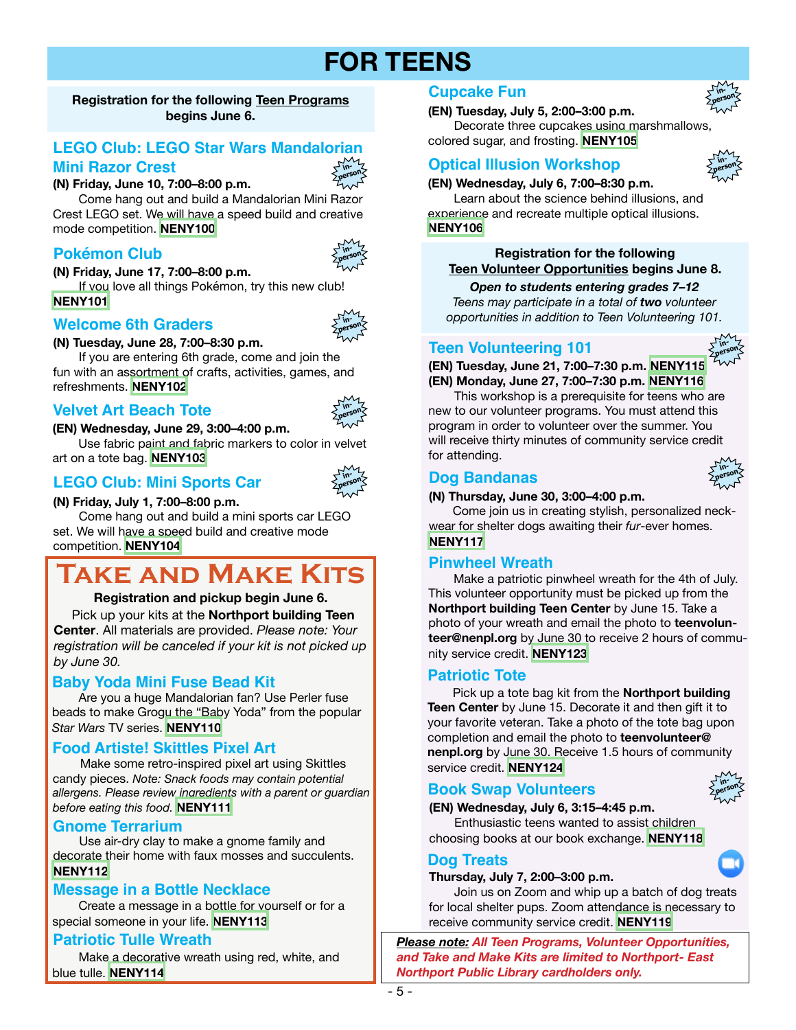# FOR TEENS

**Registration for the following Teen Programs begins June 6.**

## LEGO Club: LEGO Star Wars Mandalorian Mini Razor Crest

**(N) Friday, June 10, 7:00–8:00 p.m.**

Come hang out and build a Mandalorian Mini Razor Crest LEGO set. We will have a speed build and creative mode competition. **NENY100**

## Pokémon Club

**(N) Friday, June 17, 7:00–8:00 p.m.**

If you love all things Pokémon, try this new club! **NENY101**

## Welcome 6th Graders

**(N) Tuesday, June 28, 7:00–8:30 p.m.**

If you are entering 6th grade, come and join the fun with an assortment of crafts, activities, games, and refreshments. **NENY102**

## Velvet Art Beach Tote

**(EN) Wednesday, June 29, 3:00–4:00 p.m.**

Use fabric paint and fabric markers to color in velvet art on a tote bag. **NENY103**

## LEGO Club: Mini Sports Car

**(N) Friday, July 1, 7:00–8:00 p.m.**

Come hang out and build a mini sports car LEGO set. We will have a speed build and creative mode competition. **NENY104**

# Take and Make Kits

**Registration and pickup begin June 6.**

Pick up your kits at the **Northport building Teen Center**. All materials are provided. *Please note: Your registration will be canceled if your kit is not picked up by June 30.*

## Baby Yoda Mini Fuse Bead Kit

Are you a huge Mandalorian fan? Use Perler fuse beads to make Grogu the "Baby Yoda" from the popular *Star Wars* TV series. **NENY110**

## Food Artiste! Skittles Pixel Art

Make some retro-inspired pixel art using Skittles candy pieces. *Note: Snack foods may contain potential allergens. Please review ingredients with a parent or guardian before eating this food.* **NENY111**

## Gnome Terrarium

Use air-dry clay to make a gnome family and decorate their home with faux mosses and succulents. **NENY112**

## Message in a Bottle Necklace

Create a message in a bottle for yourself or for a special someone in your life. **NENY113**

## Patriotic Tulle Wreath

Make a decorative wreath using red, white, and blue tulle. **NENY114**

## Cupcake Fun

**(EN) Tuesday, July 5, 2:00–3:00 p.m.**

Decorate three cupcakes using marshmallows, colored sugar, and frosting. **NENY105**

## Optical Illusion Workshop

**(EN) Wednesday, July 6, 7:00–8:30 p.m.**

Learn about the science behind illusions, and experience and recreate multiple optical illusions. **NENY106**

**Registration for the following Teen Volunteer Opportunities begins June 8.**

***Open to students entering grades 7–12***

*Teens may participate in a total of **two** volunteer opportunities in addition to Teen Volunteering 101.*

## Teen Volunteering 101

**(EN) Tuesday, June 21, 7:00–7:30 p.m. NENY115**
**(EN) Monday, June 27, 7:00–7:30 p.m. NENY116**

This workshop is a prerequisite for teens who are new to our volunteer programs. You must attend this program in order to volunteer over the summer. You will receive thirty minutes of community service credit for attending.

## Dog Bandanas

**(N) Thursday, June 30, 3:00–4:00 p.m.**

Come join us in creating stylish, personalized neck-wear for shelter dogs awaiting their *fur*-ever homes. **NENY117**

## Pinwheel Wreath

Make a patriotic pinwheel wreath for the 4th of July. This volunteer opportunity must be picked up from the **Northport building Teen Center** by June 15. Take a photo of your wreath and email the photo to **teenvolunteer@nenpl.org** by June 30 to receive 2 hours of community service credit. **NENY123**

## Patriotic Tote

Pick up a tote bag kit from the **Northport building Teen Center** by June 15. Decorate it and then gift it to your favorite veteran. Take a photo of the tote bag upon completion and email the photo to **teenvolunteer@nenpl.org** by June 30. Receive 1.5 hours of community service credit. **NENY124**

## Book Swap Volunteers

**(EN) Wednesday, July 6, 3:15–4:45 p.m.**

Enthusiastic teens wanted to assist children choosing books at our book exchange. **NENY118**

## Dog Treats

**Thursday, July 7, 2:00–3:00 p.m.**

Join us on Zoom and whip up a batch of dog treats for local shelter pups. Zoom attendance is necessary to receive community service credit. **NENY119**

***Please note:** All Teen Programs, Volunteer Opportunities, and Take and Make Kits are limited to Northport- East Northport Public Library cardholders only.*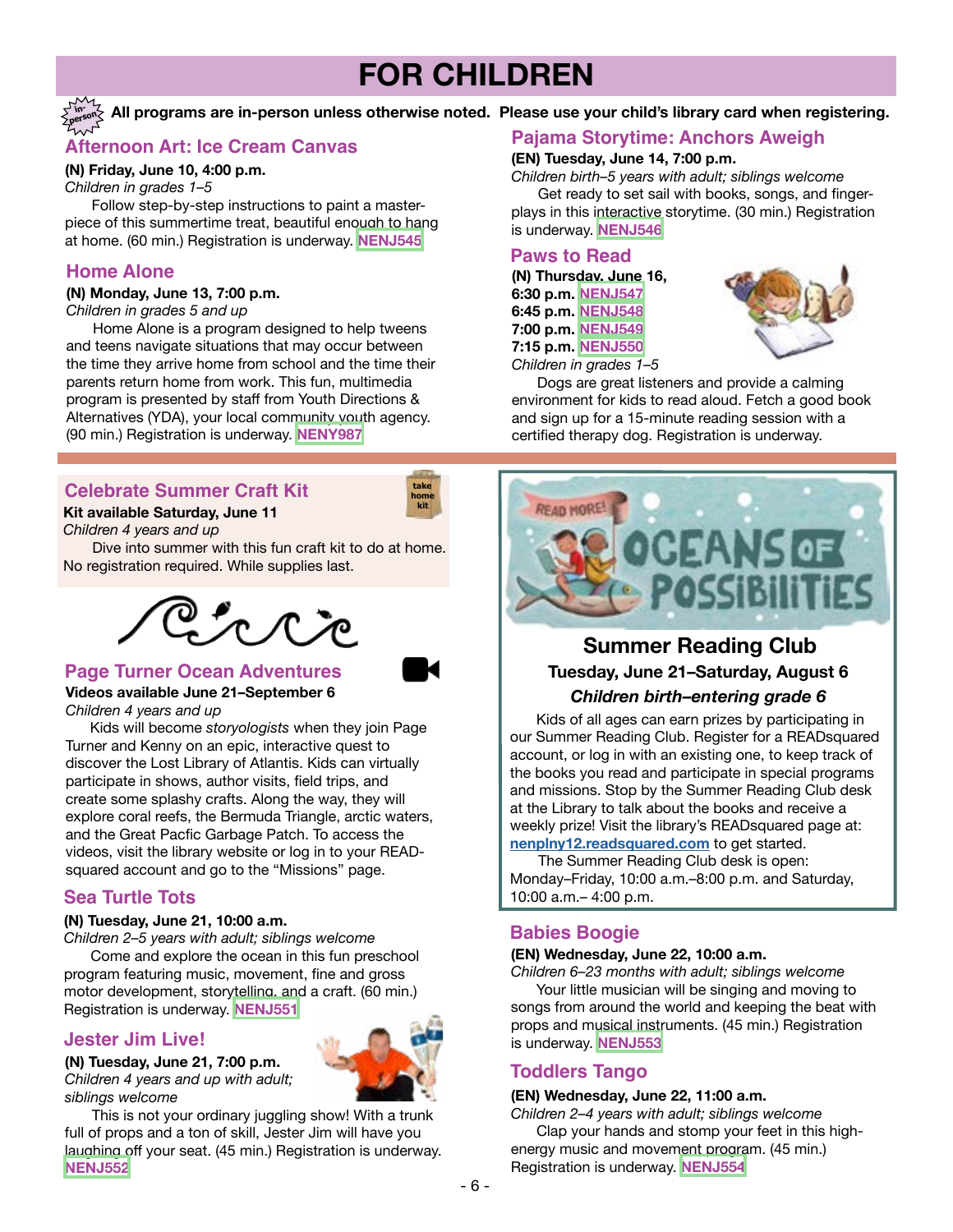# FOR CHILDREN

**All programs are in-person unless otherwise noted. Please use your child's library card when registering.**

## Afternoon Art: Ice Cream Canvas

**(N) Friday, June 10, 4:00 p.m.**
*Children in grades 1–5*

Follow step-by-step instructions to paint a masterpiece of this summertime treat, beautiful enough to hang at home. (60 min.) Registration is underway. **NENJ545**

## Home Alone

**(N) Monday, June 13, 7:00 p.m.**
*Children in grades 5 and up*

Home Alone is a program designed to help tweens and teens navigate situations that may occur between the time they arrive home from school and the time their parents return home from work. This fun, multimedia program is presented by staff from Youth Directions & Alternatives (YDA), your local community youth agency. (90 min.) Registration is underway. **NENY987**

## Pajama Storytime: Anchors Aweigh

**(EN) Tuesday, June 14, 7:00 p.m.**
*Children birth–5 years with adult; siblings welcome*

Get ready to set sail with books, songs, and fingerplays in this interactive storytime. (30 min.) Registration is underway. **NENJ546**

## Paws to Read

**(N) Thursday, June 16,**
**6:30 p.m. NENJ547**
**6:45 p.m. NENJ548**
**7:00 p.m. NENJ549**
**7:15 p.m. NENJ550**
*Children in grades 1–5*

Dogs are great listeners and provide a calming environment for kids to read aloud. Fetch a good book and sign up for a 15-minute reading session with a certified therapy dog. Registration is underway.

## Celebrate Summer Craft Kit

take home kit

**Kit available Saturday, June 11**
*Children 4 years and up*

Dive into summer with this fun craft kit to do at home. No registration required. While supplies last.

## Page Turner Ocean Adventures

**Videos available June 21–September 6**
*Children 4 years and up*

Kids will become *storyologists* when they join Page Turner and Kenny on an epic, interactive quest to discover the Lost Library of Atlantis. Kids can virtually participate in shows, author visits, field trips, and create some splashy crafts. Along the way, they will explore coral reefs, the Bermuda Triangle, arctic waters, and the Great Pacfic Garbage Patch. To access the videos, visit the library website or log in to your READsquared account and go to the "Missions" page.

## Sea Turtle Tots

**(N) Tuesday, June 21, 10:00 a.m.**
*Children 2–5 years with adult; siblings welcome*

Come and explore the ocean in this fun preschool program featuring music, movement, fine and gross motor development, storytelling, and a craft. (60 min.) Registration is underway. **NENJ551**

## Jester Jim Live!

**(N) Tuesday, June 21, 7:00 p.m.**
*Children 4 years and up with adult; siblings welcome*

This is not your ordinary juggling show! With a trunk full of props and a ton of skill, Jester Jim will have you laughing off your seat. (45 min.) Registration is underway. **NENJ552**

READ MORE! OCEANS OF POSSIBILITIES

## Summer Reading Club

**Tuesday, June 21–Saturday, August 6**
***Children birth–entering grade 6***

Kids of all ages can earn prizes by participating in our Summer Reading Club. Register for a READsquared account, or log in with an existing one, to keep track of the books you read and participate in special programs and missions. Stop by the Summer Reading Club desk at the Library to talk about the books and receive a weekly prize! Visit the library's READsquared page at: **nenplny12.readsquared.com** to get started.

The Summer Reading Club desk is open: Monday–Friday, 10:00 a.m.–8:00 p.m. and Saturday, 10:00 a.m.– 4:00 p.m.

## Babies Boogie

**(EN) Wednesday, June 22, 10:00 a.m.**
*Children 6–23 months with adult; siblings welcome*

Your little musician will be singing and moving to songs from around the world and keeping the beat with props and musical instruments. (45 min.) Registration is underway. **NENJ553**

## Toddlers Tango

**(EN) Wednesday, June 22, 11:00 a.m.**
*Children 2–4 years with adult; siblings welcome*

Clap your hands and stomp your feet in this high-energy music and movement program. (45 min.) Registration is underway. **NENJ554**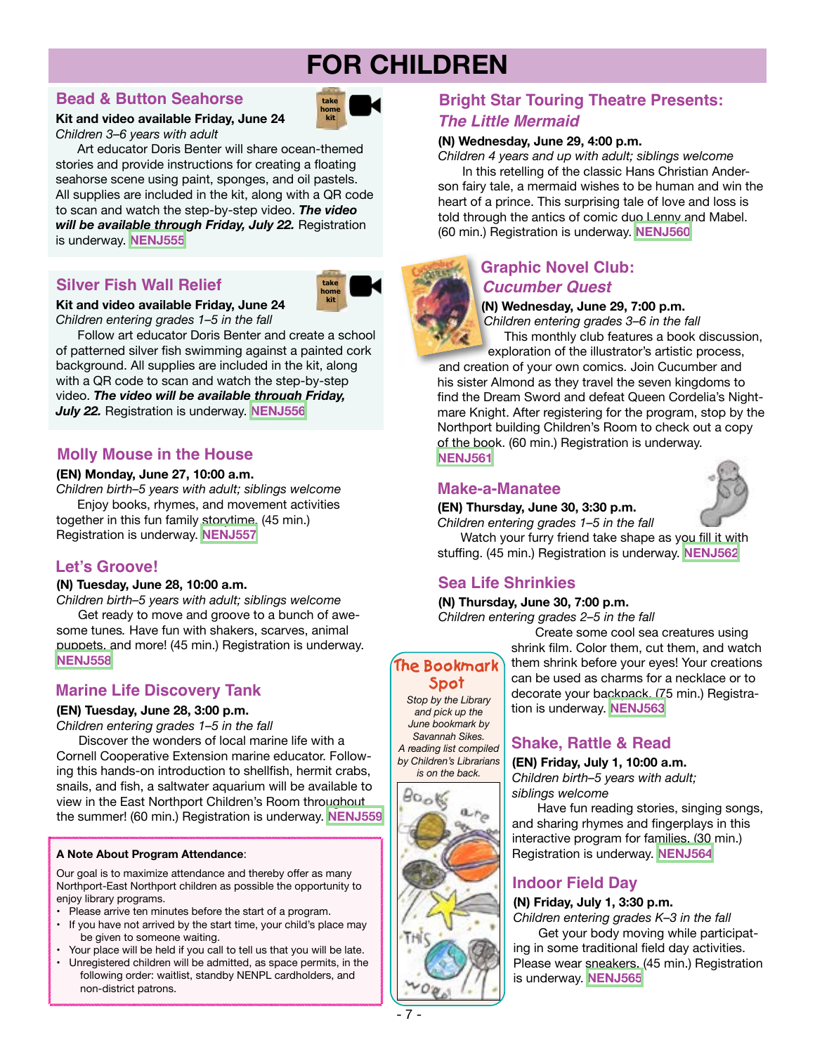# FOR CHILDREN

## Bead & Button Seahorse

take home kit

**Kit and video available Friday, June 24**

*Children 3–6 years with adult*

Art educator Doris Benter will share ocean-themed stories and provide instructions for creating a floating seahorse scene using paint, sponges, and oil pastels. All supplies are included in the kit, along with a QR code to scan and watch the step-by-step video. ***The video will be available through Friday, July 22.*** Registration is underway. **NENJ555**

## Silver Fish Wall Relief

take home kit

**Kit and video available Friday, June 24**

*Children entering grades 1–5 in the fall*

Follow art educator Doris Benter and create a school of patterned silver fish swimming against a painted cork background. All supplies are included in the kit, along with a QR code to scan and watch the step-by-step video. ***The video will be available through Friday, July 22.*** Registration is underway. **NENJ556**

## Molly Mouse in the House

**(EN) Monday, June 27, 10:00 a.m.**

*Children birth–5 years with adult; siblings welcome*

Enjoy books, rhymes, and movement activities together in this fun family storytime. (45 min.) Registration is underway. **NENJ557**

## Let's Groove!

**(N) Tuesday, June 28, 10:00 a.m.**

*Children birth–5 years with adult; siblings welcome*

Get ready to move and groove to a bunch of awesome tunes. Have fun with shakers, scarves, animal puppets, and more! (45 min.) Registration is underway. **NENJ558**

## Marine Life Discovery Tank

**(EN) Tuesday, June 28, 3:00 p.m.**

*Children entering grades 1–5 in the fall*

Discover the wonders of local marine life with a Cornell Cooperative Extension marine educator. Following this hands-on introduction to shellfish, hermit crabs, snails, and fish, a saltwater aquarium will be available to view in the East Northport Children's Room throughout the summer! (60 min.) Registration is underway. **NENJ559**

**A Note About Program Attendance**:

Our goal is to maximize attendance and thereby offer as many Northport-East Northport children as possible the opportunity to enjoy library programs.

- Please arrive ten minutes before the start of a program.
- If you have not arrived by the start time, your child's place may be given to someone waiting.
- Your place will be held if you call to tell us that you will be late.
- Unregistered children will be admitted, as space permits, in the following order: waitlist, standby NENPL cardholders, and non-district patrons.

## Bright Star Touring Theatre Presents: *The Little Mermaid*

**(N) Wednesday, June 29, 4:00 p.m.**

*Children 4 years and up with adult; siblings welcome*

In this retelling of the classic Hans Christian Anderson fairy tale, a mermaid wishes to be human and win the heart of a prince. This surprising tale of love and loss is told through the antics of comic duo Lenny and Mabel. (60 min.) Registration is underway. **NENJ560**

## Graphic Novel Club: *Cucumber Quest*

**(N) Wednesday, June 29, 7:00 p.m.**

*Children entering grades 3–6 in the fall*

This monthly club features a book discussion, exploration of the illustrator's artistic process, and creation of your own comics. Join Cucumber and his sister Almond as they travel the seven kingdoms to find the Dream Sword and defeat Queen Cordelia's Nightmare Knight. After registering for the program, stop by the Northport building Children's Room to check out a copy of the book. (60 min.) Registration is underway. **NENJ561**

## Make-a-Manatee

**(EN) Thursday, June 30, 3:30 p.m.**

*Children entering grades 1–5 in the fall*

Watch your furry friend take shape as you fill it with stuffing. (45 min.) Registration is underway. **NENJ562**

## Sea Life Shrinkies

**(N) Thursday, June 30, 7:00 p.m.**

*Children entering grades 2–5 in the fall*

Create some cool sea creatures using shrink film. Color them, cut them, and watch them shrink before your eyes! Your creations can be used as charms for a necklace or to decorate your backpack. (75 min.) Registration is underway. **NENJ563**

### The Bookmark Spot

*Stop by the Library and pick up the June bookmark by Savannah Sikes. A reading list compiled by Children's Librarians is on the back.*

## Shake, Rattle & Read

**(EN) Friday, July 1, 10:00 a.m.**

*Children birth–5 years with adult; siblings welcome*

Have fun reading stories, singing songs, and sharing rhymes and fingerplays in this interactive program for families. (30 min.) Registration is underway. **NENJ564**

## Indoor Field Day

**(N) Friday, July 1, 3:30 p.m.**

*Children entering grades K–3 in the fall*

Get your body moving while participating in some traditional field day activities. Please wear sneakers. (45 min.) Registration is underway. **NENJ565**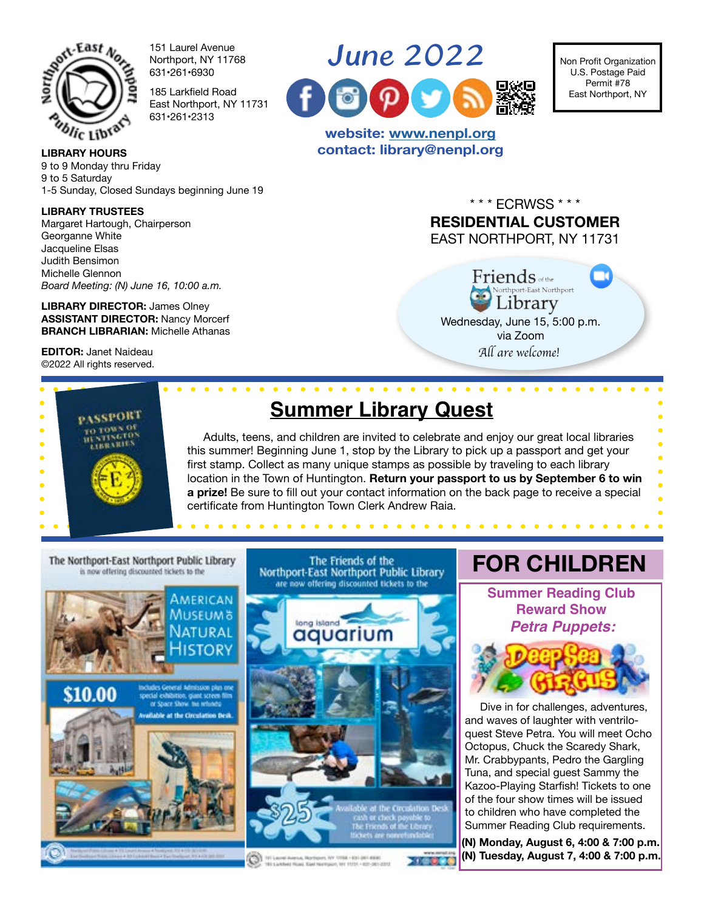Northport-East Northport Public Library

151 Laurel Avenue
Northport, NY 11768
631•261•6930

185 Larkfield Road
East Northport, NY 11731
631•261•2313

# June 2022

**website: www.nenpl.org**
**contact: library@nenpl.org**

Non Profit Organization
U.S. Postage Paid
Permit #78
East Northport, NY

**LIBRARY HOURS**
9 to 9 Monday thru Friday
9 to 5 Saturday
1-5 Sunday, Closed Sundays beginning June 19

**LIBRARY TRUSTEES**
Margaret Hartough, Chairperson
Georganne White
Jacqueline Elsas
Judith Bensimon
Michelle Glennon
*Board Meeting: (N) June 16, 10:00 a.m.*

**LIBRARY DIRECTOR:** James Olney
**ASSISTANT DIRECTOR:** Nancy Morcerf
**BRANCH LIBRARIAN:** Michelle Athanas

**EDITOR:** Janet Naideau
©2022 All rights reserved.

\* \* \* ECRWSS \* \* \*
**RESIDENTIAL CUSTOMER**
EAST NORTHPORT, NY 11731

Friends of the Northport-East Northport Library
Wednesday, June 15, 5:00 p.m.
via Zoom
*All are welcome!*

## Summer Library Quest

PASSPORT TO TOWN OF HUNTINGTON LIBRARIES

Adults, teens, and children are invited to celebrate and enjoy our great local libraries this summer! Beginning June 1, stop by the Library to pick up a passport and get your first stamp. Collect as many unique stamps as possible by traveling to each library location in the Town of Huntington. **Return your passport to us by September 6 to win a prize!** Be sure to fill out your contact information on the back page to receive a special certificate from Huntington Town Clerk Andrew Raia.

The Northport-East Northport Public Library is now offering discounted tickets to the

American Museum of Natural History

$10.00

Includes General Admission plus one special exhibition, giant screen film or Space Show. No refunds

Available at the Circulation Desk.

The Friends of the Northport-East Northport Public Library are now offering discounted tickets to the

long island aquarium

$25

Available at the Circulation Desk
cash or check payable to The Friends of the Library
Tickets are nonrefundable

# FOR CHILDREN

### Summer Reading Club Reward Show
### *Petra Puppets:*

Deep Sea Circus

Dive in for challenges, adventures, and waves of laughter with ventriloquest Steve Petra. You will meet Ocho Octopus, Chuck the Scaredy Shark, Mr. Crabbypants, Pedro the Gargling Tuna, and special guest Sammy the Kazoo-Playing Starfish! Tickets to one of the four show times will be issued to children who have completed the Summer Reading Club requirements.

**(N) Monday, August 6, 4:00 & 7:00 p.m.**
**(N) Tuesday, August 7, 4:00 & 7:00 p.m.**